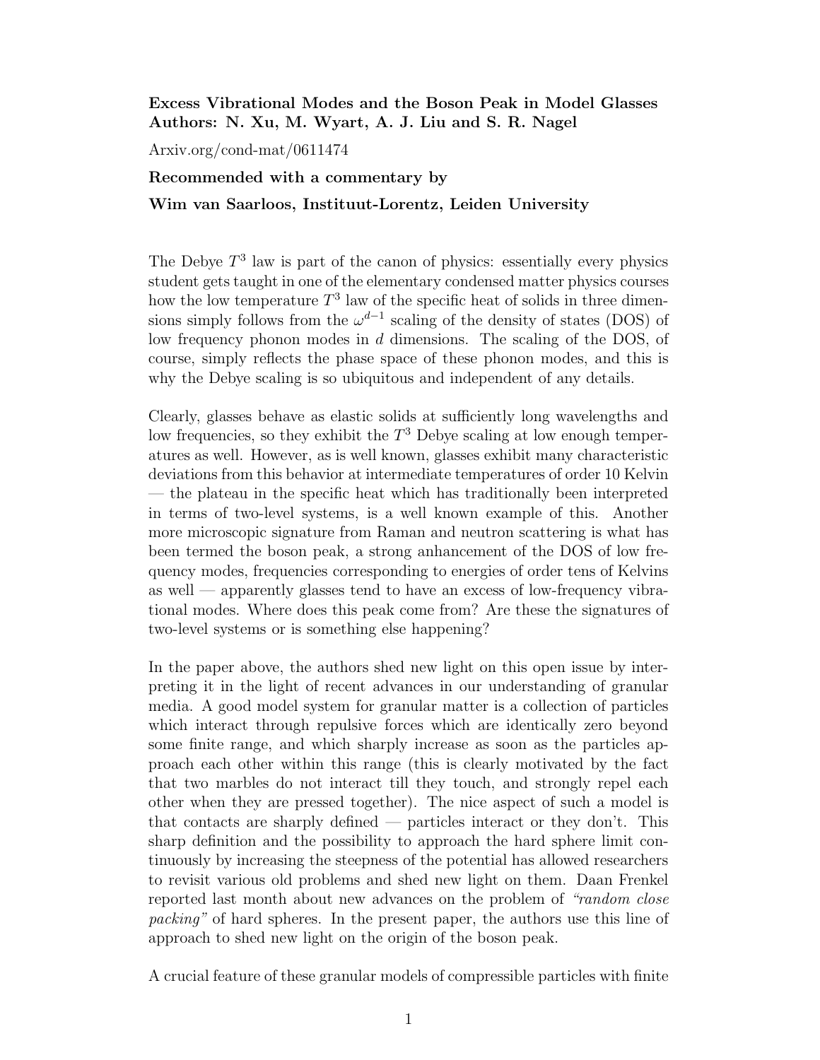**Excess Vibrational Modes and the Boson Peak in Model Glasses**
**Authors: N. Xu, M. Wyart, A. J. Liu and S. R. Nagel**

Arxiv.org/cond-mat/0611474

**Recommended with a commentary by**

**Wim van Saarloos, Instituut-Lorentz, Leiden University**

The Debye $T^3$ law is part of the canon of physics: essentially every physics student gets taught in one of the elementary condensed matter physics courses how the low temperature $T^3$ law of the specific heat of solids in three dimensions simply follows from the $\omega^{d-1}$ scaling of the density of states (DOS) of low frequency phonon modes in $d$ dimensions. The scaling of the DOS, of course, simply reflects the phase space of these phonon modes, and this is why the Debye scaling is so ubiquitous and independent of any details.

Clearly, glasses behave as elastic solids at sufficiently long wavelengths and low frequencies, so they exhibit the $T^3$ Debye scaling at low enough temperatures as well. However, as is well known, glasses exhibit many characteristic deviations from this behavior at intermediate temperatures of order 10 Kelvin — the plateau in the specific heat which has traditionally been interpreted in terms of two-level systems, is a well known example of this. Another more microscopic signature from Raman and neutron scattering is what has been termed the boson peak, a strong anhancement of the DOS of low frequency modes, frequencies corresponding to energies of order tens of Kelvins as well — apparently glasses tend to have an excess of low-frequency vibrational modes. Where does this peak come from? Are these the signatures of two-level systems or is something else happening?

In the paper above, the authors shed new light on this open issue by interpreting it in the light of recent advances in our understanding of granular media. A good model system for granular matter is a collection of particles which interact through repulsive forces which are identically zero beyond some finite range, and which sharply increase as soon as the particles approach each other within this range (this is clearly motivated by the fact that two marbles do not interact till they touch, and strongly repel each other when they are pressed together). The nice aspect of such a model is that contacts are sharply defined — particles interact or they don't. This sharp definition and the possibility to approach the hard sphere limit continuously by increasing the steepness of the potential has allowed researchers to revisit various old problems and shed new light on them. Daan Frenkel reported last month about new advances on the problem of *"random close packing"* of hard spheres. In the present paper, the authors use this line of approach to shed new light on the origin of the boson peak.

A crucial feature of these granular models of compressible particles with finite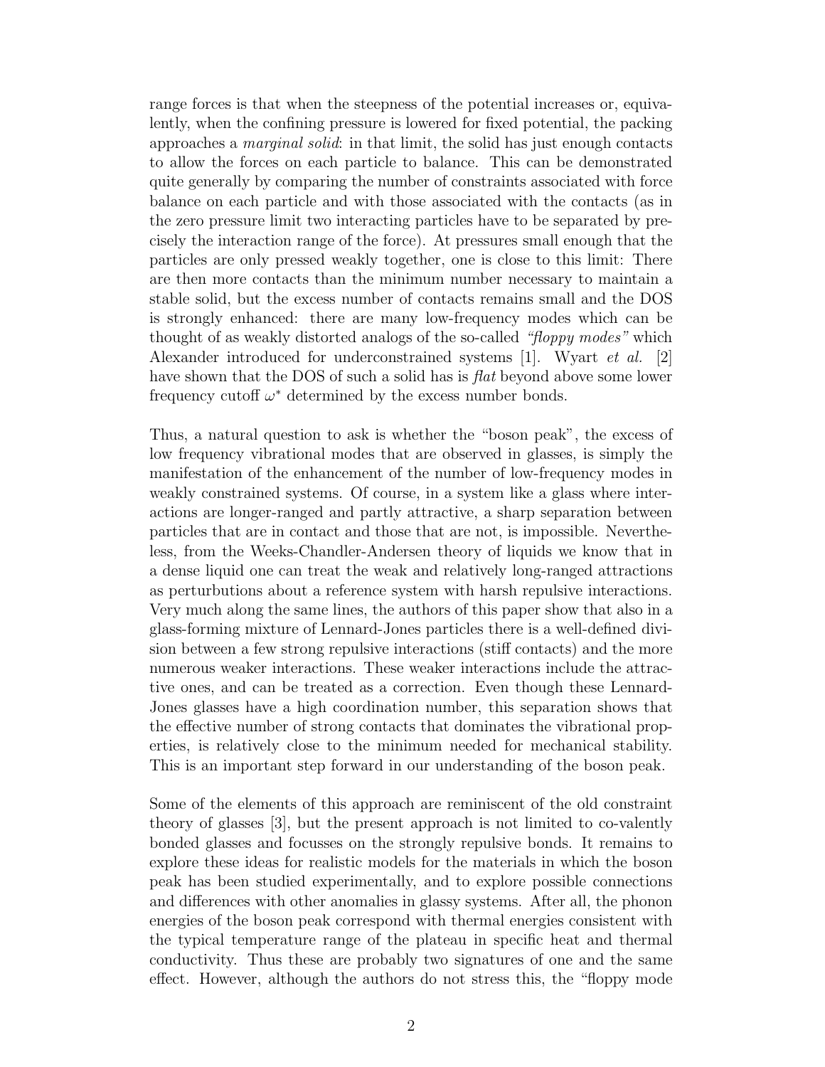range forces is that when the steepness of the potential increases or, equivalently, when the confining pressure is lowered for fixed potential, the packing approaches a *marginal solid*: in that limit, the solid has just enough contacts to allow the forces on each particle to balance. This can be demonstrated quite generally by comparing the number of constraints associated with force balance on each particle and with those associated with the contacts (as in the zero pressure limit two interacting particles have to be separated by precisely the interaction range of the force). At pressures small enough that the particles are only pressed weakly together, one is close to this limit: There are then more contacts than the minimum number necessary to maintain a stable solid, but the excess number of contacts remains small and the DOS is strongly enhanced: there are many low-frequency modes which can be thought of as weakly distorted analogs of the so-called *"floppy modes"* which Alexander introduced for underconstrained systems [1]. Wyart *et al.* [2] have shown that the DOS of such a solid has is *flat* beyond above some lower frequency cutoff $\omega^*$ determined by the excess number bonds.

Thus, a natural question to ask is whether the "boson peak", the excess of low frequency vibrational modes that are observed in glasses, is simply the manifestation of the enhancement of the number of low-frequency modes in weakly constrained systems. Of course, in a system like a glass where interactions are longer-ranged and partly attractive, a sharp separation between particles that are in contact and those that are not, is impossible. Nevertheless, from the Weeks-Chandler-Andersen theory of liquids we know that in a dense liquid one can treat the weak and relatively long-ranged attractions as perturbations about a reference system with harsh repulsive interactions. Very much along the same lines, the authors of this paper show that also in a glass-forming mixture of Lennard-Jones particles there is a well-defined division between a few strong repulsive interactions (stiff contacts) and the more numerous weaker interactions. These weaker interactions include the attractive ones, and can be treated as a correction. Even though these Lennard-Jones glasses have a high coordination number, this separation shows that the effective number of strong contacts that dominates the vibrational properties, is relatively close to the minimum needed for mechanical stability. This is an important step forward in our understanding of the boson peak.

Some of the elements of this approach are reminiscent of the old constraint theory of glasses [3], but the present approach is not limited to co-valently bonded glasses and focusses on the strongly repulsive bonds. It remains to explore these ideas for realistic models for the materials in which the boson peak has been studied experimentally, and to explore possible connections and differences with other anomalies in glassy systems. After all, the phonon energies of the boson peak correspond with thermal energies consistent with the typical temperature range of the plateau in specific heat and thermal conductivity. Thus these are probably two signatures of one and the same effect. However, although the authors do not stress this, the "floppy mode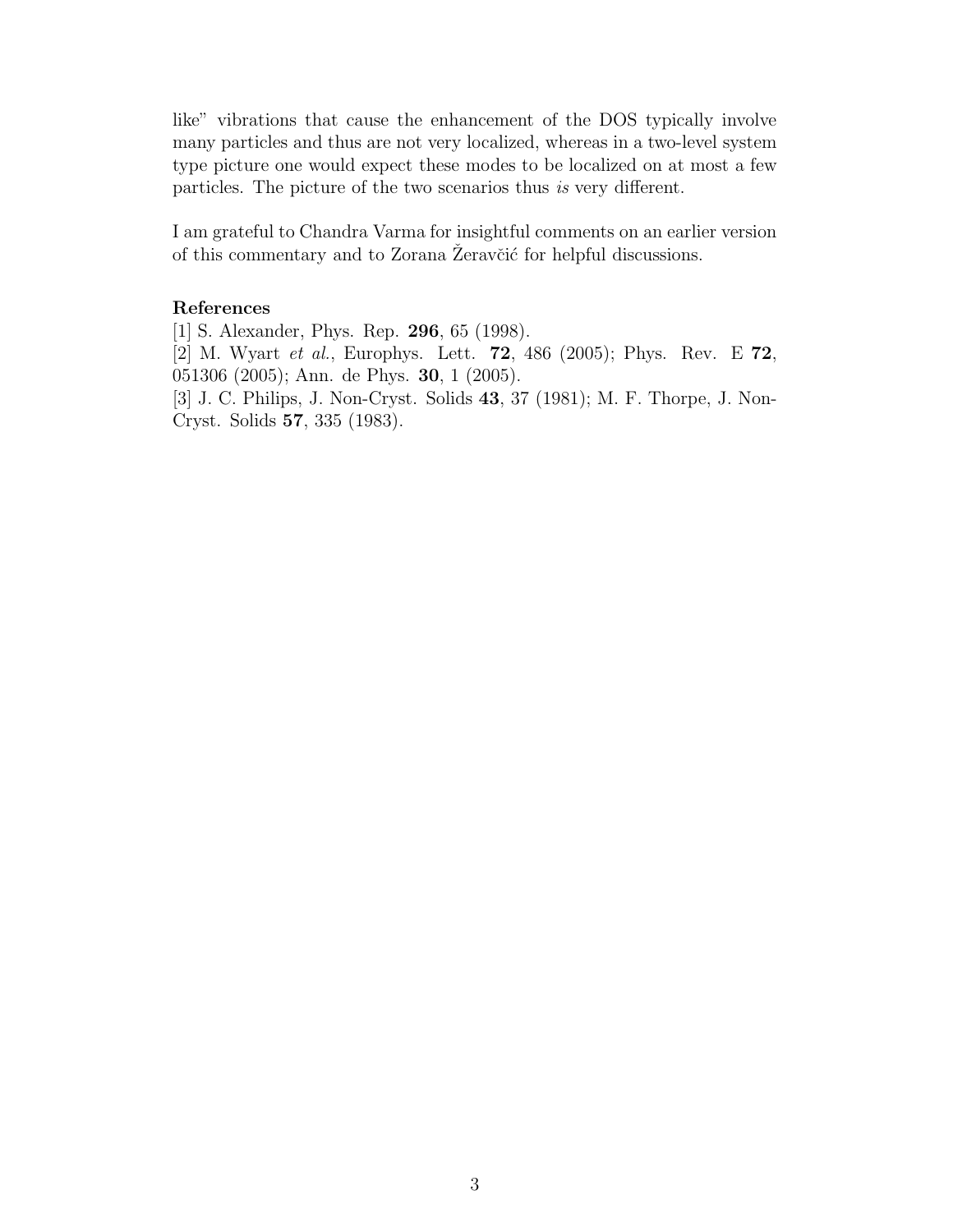like" vibrations that cause the enhancement of the DOS typically involve many particles and thus are not very localized, whereas in a two-level system type picture one would expect these modes to be localized on at most a few particles. The picture of the two scenarios thus *is* very different.

I am grateful to Chandra Varma for insightful comments on an earlier version of this commentary and to Zorana Žeravčić for helpful discussions.

**References**

[1] S. Alexander, Phys. Rep. **296**, 65 (1998).

[2] M. Wyart *et al.*, Europhys. Lett. **72**, 486 (2005); Phys. Rev. E **72**, 051306 (2005); Ann. de Phys. **30**, 1 (2005).

[3] J. C. Philips, J. Non-Cryst. Solids **43**, 37 (1981); M. F. Thorpe, J. Non-Cryst. Solids **57**, 335 (1983).